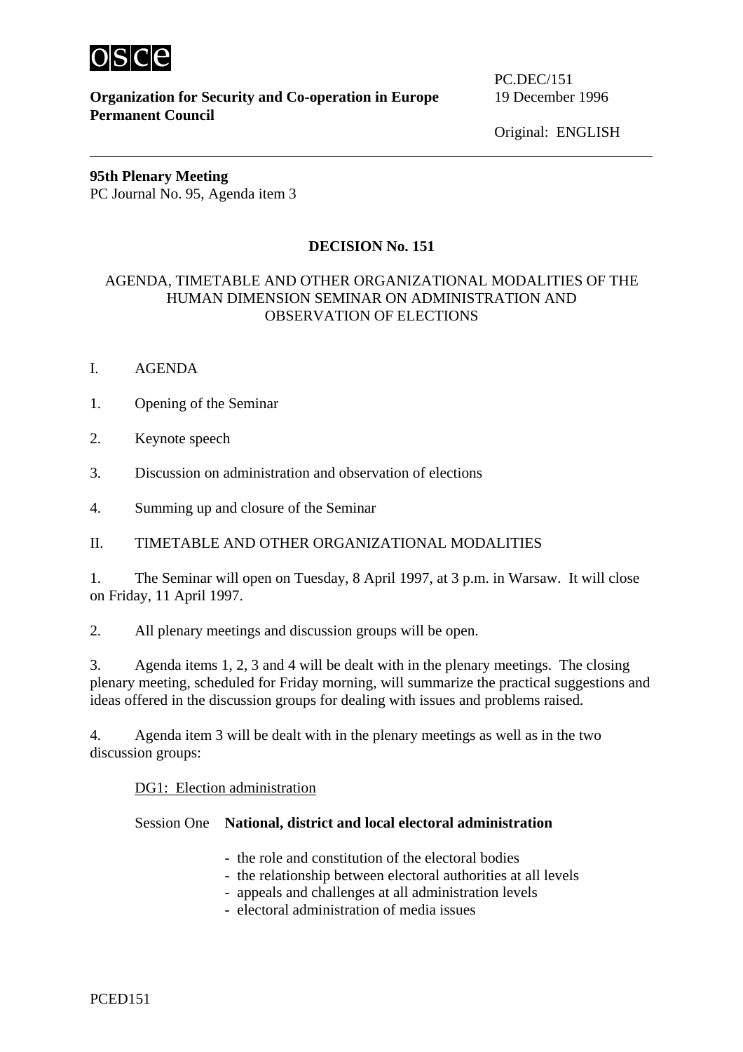**Organization for Security and Co-operation in Europe**
**Permanent Council**

PC.DEC/151
19 December 1996

Original: ENGLISH

**95th Plenary Meeting**
PC Journal No. 95, Agenda item 3

# DECISION No. 151

AGENDA, TIMETABLE AND OTHER ORGANIZATIONAL MODALITIES OF THE HUMAN DIMENSION SEMINAR ON ADMINISTRATION AND OBSERVATION OF ELECTIONS

## I. AGENDA

1. Opening of the Seminar

2. Keynote speech

3. Discussion on administration and observation of elections

4. Summing up and closure of the Seminar

## II. TIMETABLE AND OTHER ORGANIZATIONAL MODALITIES

1. The Seminar will open on Tuesday, 8 April 1997, at 3 p.m. in Warsaw. It will close on Friday, 11 April 1997.

2. All plenary meetings and discussion groups will be open.

3. Agenda items 1, 2, 3 and 4 will be dealt with in the plenary meetings. The closing plenary meeting, scheduled for Friday morning, will summarize the practical suggestions and ideas offered in the discussion groups for dealing with issues and problems raised.

4. Agenda item 3 will be dealt with in the plenary meetings as well as in the two discussion groups:

<u>DG1: Election administration</u>

Session One **National, district and local electoral administration**

- the role and constitution of the electoral bodies
- the relationship between electoral authorities at all levels
- appeals and challenges at all administration levels
- electoral administration of media issues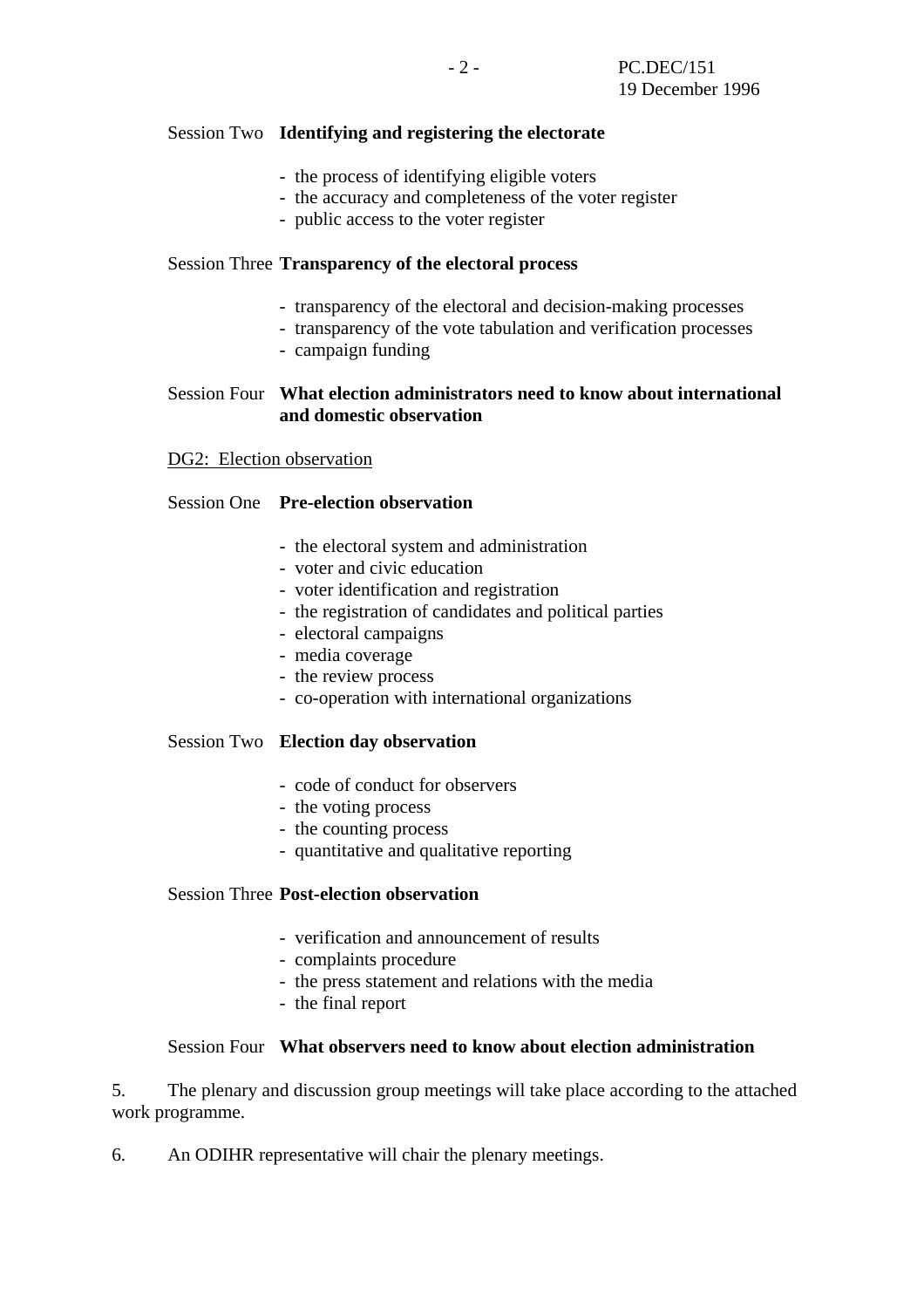Session Two **Identifying and registering the electorate**

- the process of identifying eligible voters
- the accuracy and completeness of the voter register
- public access to the voter register

Session Three **Transparency of the electoral process**

- transparency of the electoral and decision-making processes
- transparency of the vote tabulation and verification processes
- campaign funding

Session Four **What election administrators need to know about international and domestic observation**

<u>DG2: Election observation</u>

Session One **Pre-election observation**

- the electoral system and administration
- voter and civic education
- voter identification and registration
- the registration of candidates and political parties
- electoral campaigns
- media coverage
- the review process
- co-operation with international organizations

Session Two **Election day observation**

- code of conduct for observers
- the voting process
- the counting process
- quantitative and qualitative reporting

Session Three **Post-election observation**

- verification and announcement of results
- complaints procedure
- the press statement and relations with the media
- the final report

Session Four **What observers need to know about election administration**

5. The plenary and discussion group meetings will take place according to the attached work programme.

6. An ODIHR representative will chair the plenary meetings.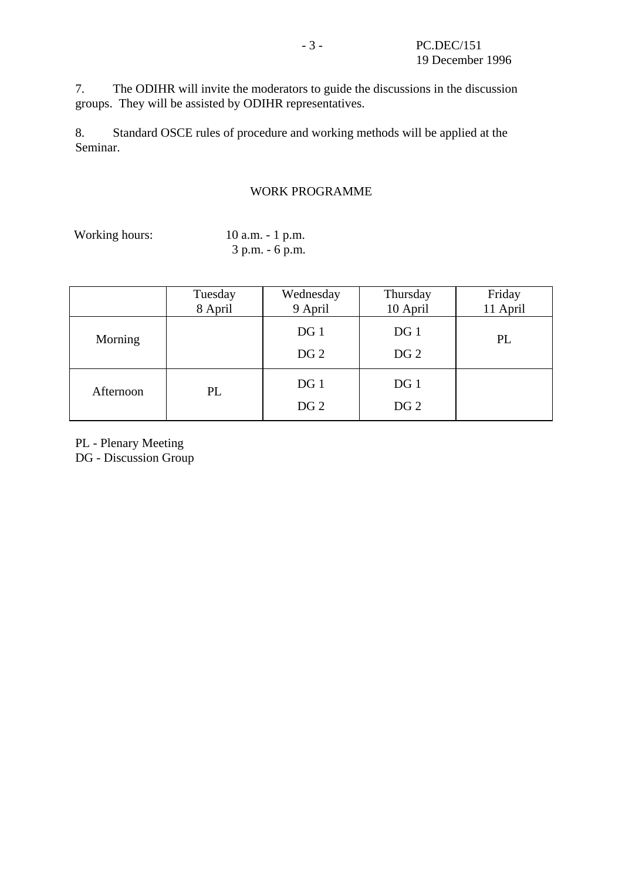7. The ODIHR will invite the moderators to guide the discussions in the discussion groups. They will be assisted by ODIHR representatives.

8. Standard OSCE rules of procedure and working methods will be applied at the Seminar.

## WORK PROGRAMME

Working hours: 10 a.m. - 1 p.m.
3 p.m. - 6 p.m.

| | Tuesday 8 April | Wednesday 9 April | Thursday 10 April | Friday 11 April |
|---|---|---|---|---|
| Morning | | DG 1<br>DG 2 | DG 1<br>DG 2 | PL |
| Afternoon | PL | DG 1<br>DG 2 | DG 1<br>DG 2 | |

PL - Plenary Meeting
DG - Discussion Group